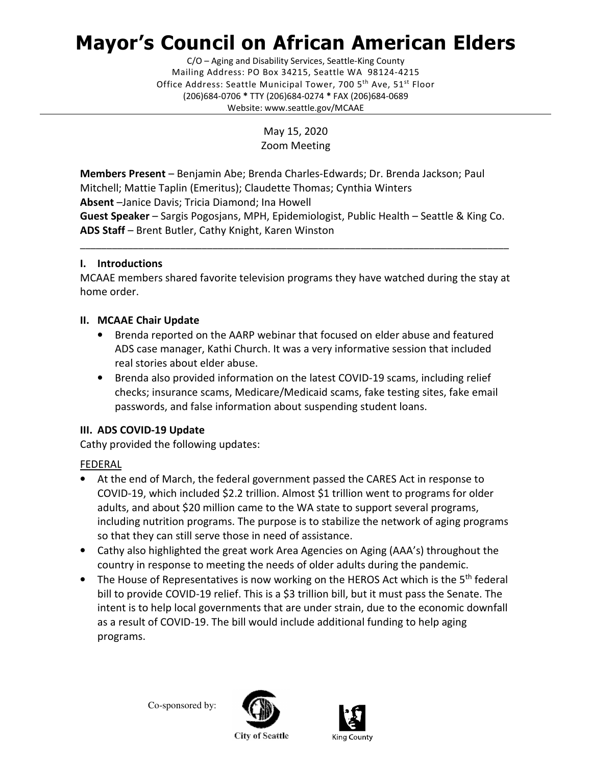# Mayor's Council on African American Elders

C/O – Aging and Disability Services, Seattle-King County
Mailing Address: PO Box 34215, Seattle WA 98124-4215
Office Address: Seattle Municipal Tower, 700 5th Ave, 51st Floor
(206)684-0706 * TTY (206)684-0274 * FAX (206)684-0689
Website: www.seattle.gov/MCAAE

May 15, 2020
Zoom Meeting

**Members Present** – Benjamin Abe; Brenda Charles-Edwards; Dr. Brenda Jackson; Paul Mitchell; Mattie Taplin (Emeritus); Claudette Thomas; Cynthia Winters
**Absent** –Janice Davis; Tricia Diamond; Ina Howell
**Guest Speaker** – Sargis Pogosjans, MPH, Epidemiologist, Public Health – Seattle & King Co.
**ADS Staff** – Brent Butler, Cathy Knight, Karen Winston

---

## I. Introductions

MCAAE members shared favorite television programs they have watched during the stay at home order.

## II. MCAAE Chair Update

- Brenda reported on the AARP webinar that focused on elder abuse and featured ADS case manager, Kathi Church. It was a very informative session that included real stories about elder abuse.
- Brenda also provided information on the latest COVID-19 scams, including relief checks; insurance scams, Medicare/Medicaid scams, fake testing sites, fake email passwords, and false information about suspending student loans.

## III. ADS COVID-19 Update

Cathy provided the following updates:

<u>FEDERAL</u>

- At the end of March, the federal government passed the CARES Act in response to COVID-19, which included $2.2 trillion. Almost $1 trillion went to programs for older adults, and about $20 million came to the WA state to support several programs, including nutrition programs. The purpose is to stabilize the network of aging programs so that they can still serve those in need of assistance.
- Cathy also highlighted the great work Area Agencies on Aging (AAA's) throughout the country in response to meeting the needs of older adults during the pandemic.
- The House of Representatives is now working on the HEROS Act which is the 5th federal bill to provide COVID-19 relief. This is a $3 trillion bill, but it must pass the Senate. The intent is to help local governments that are under strain, due to the economic downfall as a result of COVID-19. The bill would include additional funding to help aging programs.

Co-sponsored by: City of Seattle King County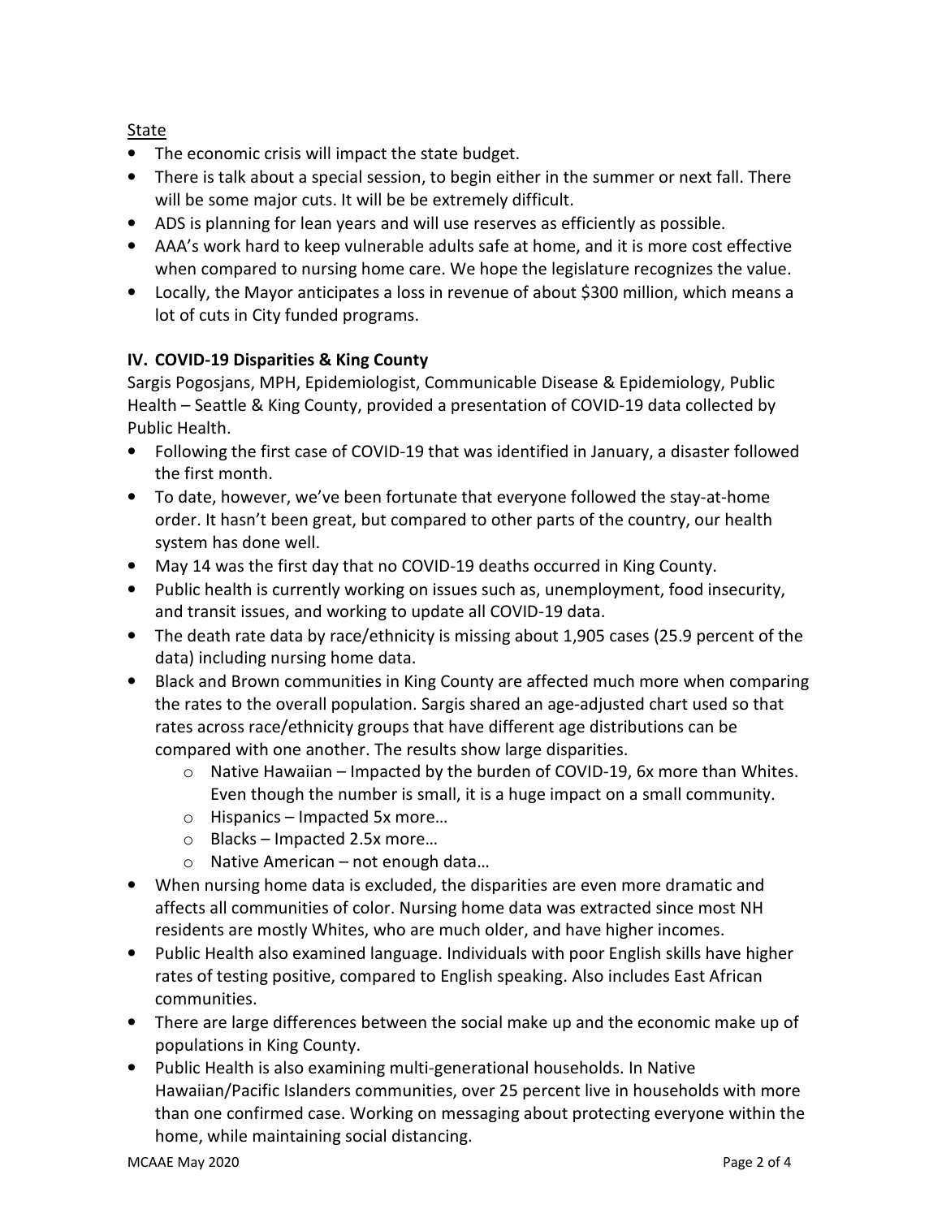State

- The economic crisis will impact the state budget.
- There is talk about a special session, to begin either in the summer or next fall. There will be some major cuts. It will be be extremely difficult.
- ADS is planning for lean years and will use reserves as efficiently as possible.
- AAA's work hard to keep vulnerable adults safe at home, and it is more cost effective when compared to nursing home care. We hope the legislature recognizes the value.
- Locally, the Mayor anticipates a loss in revenue of about $300 million, which means a lot of cuts in City funded programs.

## IV. COVID-19 Disparities & King County

Sargis Pogosjans, MPH, Epidemiologist, Communicable Disease & Epidemiology, Public Health – Seattle & King County, provided a presentation of COVID-19 data collected by Public Health.

- Following the first case of COVID-19 that was identified in January, a disaster followed the first month.
- To date, however, we've been fortunate that everyone followed the stay-at-home order. It hasn't been great, but compared to other parts of the country, our health system has done well.
- May 14 was the first day that no COVID-19 deaths occurred in King County.
- Public health is currently working on issues such as, unemployment, food insecurity, and transit issues, and working to update all COVID-19 data.
- The death rate data by race/ethnicity is missing about 1,905 cases (25.9 percent of the data) including nursing home data.
- Black and Brown communities in King County are affected much more when comparing the rates to the overall population. Sargis shared an age-adjusted chart used so that rates across race/ethnicity groups that have different age distributions can be compared with one another. The results show large disparities.
  - Native Hawaiian – Impacted by the burden of COVID-19, 6x more than Whites. Even though the number is small, it is a huge impact on a small community.
  - Hispanics – Impacted 5x more…
  - Blacks – Impacted 2.5x more…
  - Native American – not enough data…
- When nursing home data is excluded, the disparities are even more dramatic and affects all communities of color. Nursing home data was extracted since most NH residents are mostly Whites, who are much older, and have higher incomes.
- Public Health also examined language. Individuals with poor English skills have higher rates of testing positive, compared to English speaking. Also includes East African communities.
- There are large differences between the social make up and the economic make up of populations in King County.
- Public Health is also examining multi-generational households. In Native Hawaiian/Pacific Islanders communities, over 25 percent live in households with more than one confirmed case. Working on messaging about protecting everyone within the home, while maintaining social distancing.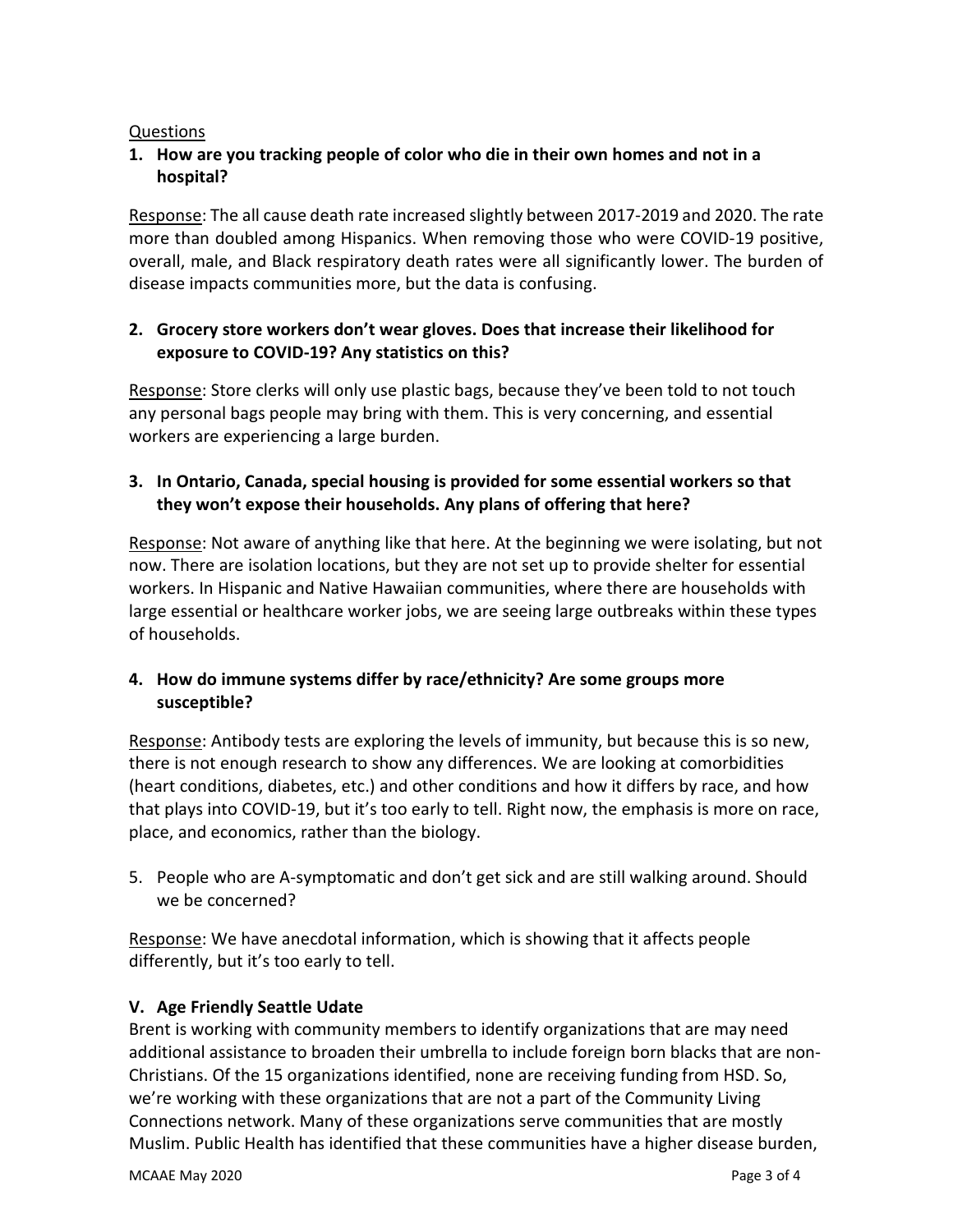Questions

1. **How are you tracking people of color who die in their own homes and not in a hospital?**

Response: The all cause death rate increased slightly between 2017-2019 and 2020. The rate more than doubled among Hispanics. When removing those who were COVID-19 positive, overall, male, and Black respiratory death rates were all significantly lower. The burden of disease impacts communities more, but the data is confusing.

2. **Grocery store workers don't wear gloves. Does that increase their likelihood for exposure to COVID-19? Any statistics on this?**

Response: Store clerks will only use plastic bags, because they've been told to not touch any personal bags people may bring with them. This is very concerning, and essential workers are experiencing a large burden.

3. **In Ontario, Canada, special housing is provided for some essential workers so that they won't expose their households. Any plans of offering that here?**

Response: Not aware of anything like that here. At the beginning we were isolating, but not now. There are isolation locations, but they are not set up to provide shelter for essential workers. In Hispanic and Native Hawaiian communities, where there are households with large essential or healthcare worker jobs, we are seeing large outbreaks within these types of households.

4. **How do immune systems differ by race/ethnicity? Are some groups more susceptible?**

Response: Antibody tests are exploring the levels of immunity, but because this is so new, there is not enough research to show any differences. We are looking at comorbidities (heart conditions, diabetes, etc.) and other conditions and how it differs by race, and how that plays into COVID-19, but it's too early to tell. Right now, the emphasis is more on race, place, and economics, rather than the biology.

5. People who are A-symptomatic and don't get sick and are still walking around. Should we be concerned?

Response: We have anecdotal information, which is showing that it affects people differently, but it's too early to tell.

## V. Age Friendly Seattle Udate

Brent is working with community members to identify organizations that are may need additional assistance to broaden their umbrella to include foreign born blacks that are non-Christians. Of the 15 organizations identified, none are receiving funding from HSD. So, we're working with these organizations that are not a part of the Community Living Connections network. Many of these organizations serve communities that are mostly Muslim. Public Health has identified that these communities have a higher disease burden,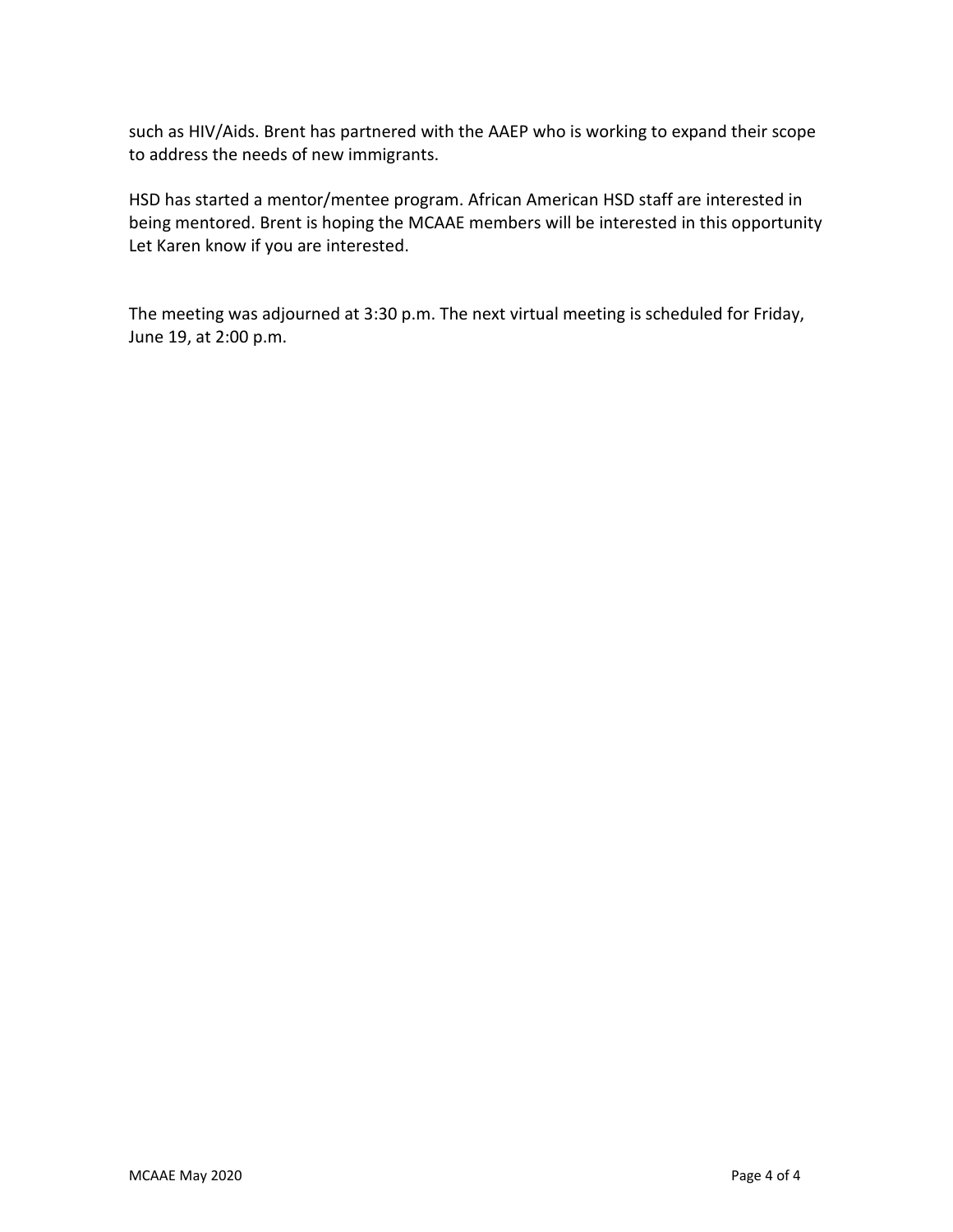such as HIV/Aids. Brent has partnered with the AAEP who is working to expand their scope to address the needs of new immigrants.

HSD has started a mentor/mentee program. African American HSD staff are interested in being mentored. Brent is hoping the MCAAE members will be interested in this opportunity Let Karen know if you are interested.

The meeting was adjourned at 3:30 p.m. The next virtual meeting is scheduled for Friday, June 19, at 2:00 p.m.